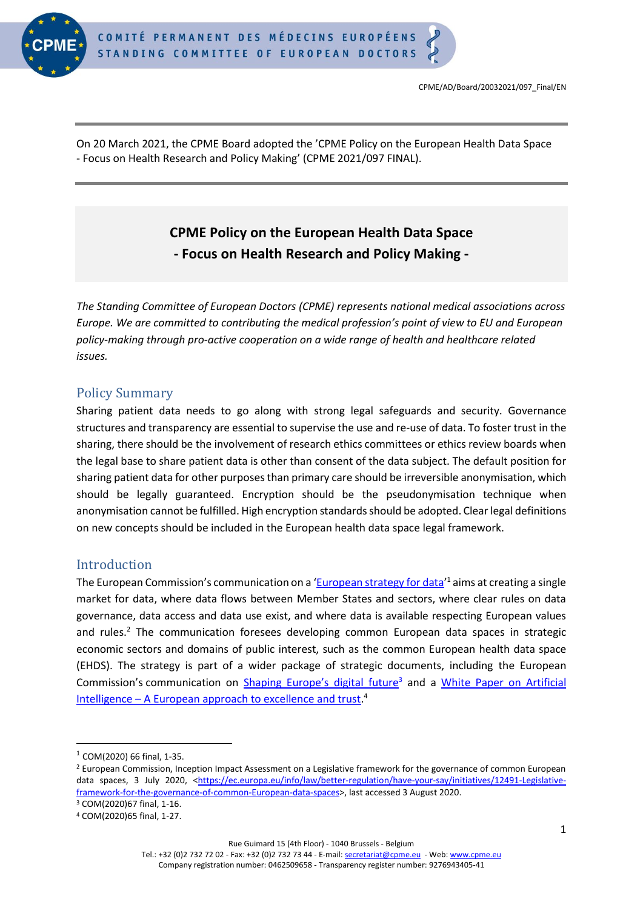CPME/AD/Board/20032021/097_Final/EN

On 20 March 2021, the CPME Board adopted the 'CPME Policy on the European Health Data Space - Focus on Health Research and Policy Making' (CPME 2021/097 FINAL).

# CPME Policy on the European Health Data Space - Focus on Health Research and Policy Making -

*The Standing Committee of European Doctors (CPME) represents national medical associations across Europe. We are committed to contributing the medical profession's point of view to EU and European policy-making through pro-active cooperation on a wide range of health and healthcare related issues.*

## Policy Summary

Sharing patient data needs to go along with strong legal safeguards and security. Governance structures and transparency are essential to supervise the use and re-use of data. To foster trust in the sharing, there should be the involvement of research ethics committees or ethics review boards when the legal base to share patient data is other than consent of the data subject. The default position for sharing patient data for other purposes than primary care should be irreversible anonymisation, which should be legally guaranteed. Encryption should be the pseudonymisation technique when anonymisation cannot be fulfilled. High encryption standards should be adopted. Clear legal definitions on new concepts should be included in the European health data space legal framework.

## Introduction

The European Commission's communication on a '[European strategy for data](#)'[1] aims at creating a single market for data, where data flows between Member States and sectors, where clear rules on data governance, data access and data use exist, and where data is available respecting European values and rules.[2] The communication foresees developing common European data spaces in strategic economic sectors and domains of public interest, such as the common European health data space (EHDS). The strategy is part of a wider package of strategic documents, including the European Commission's communication on [Shaping Europe's digital future](#)[3] and a [White Paper on Artificial Intelligence – A European approach to excellence and trust](#).[4]

---

[1] COM(2020) 66 final, 1-35.

[2] European Commission, Inception Impact Assessment on a Legislative framework for the governance of common European data spaces, 3 July 2020, <https://ec.europa.eu/info/law/better-regulation/have-your-say/initiatives/12491-Legislative-framework-for-the-governance-of-common-European-data-spaces>, last accessed 3 August 2020.

[3] COM(2020)67 final, 1-16.

[4] COM(2020)65 final, 1-27.

Rue Guimard 15 (4th Floor) - 1040 Brussels - Belgium
Tel.: +32 (0)2 732 72 02 - Fax: +32 (0)2 732 73 44 - E-mail: secretariat@cpme.eu - Web: www.cpme.eu
Company registration number: 0462509658 - Transparency register number: 9276943405-41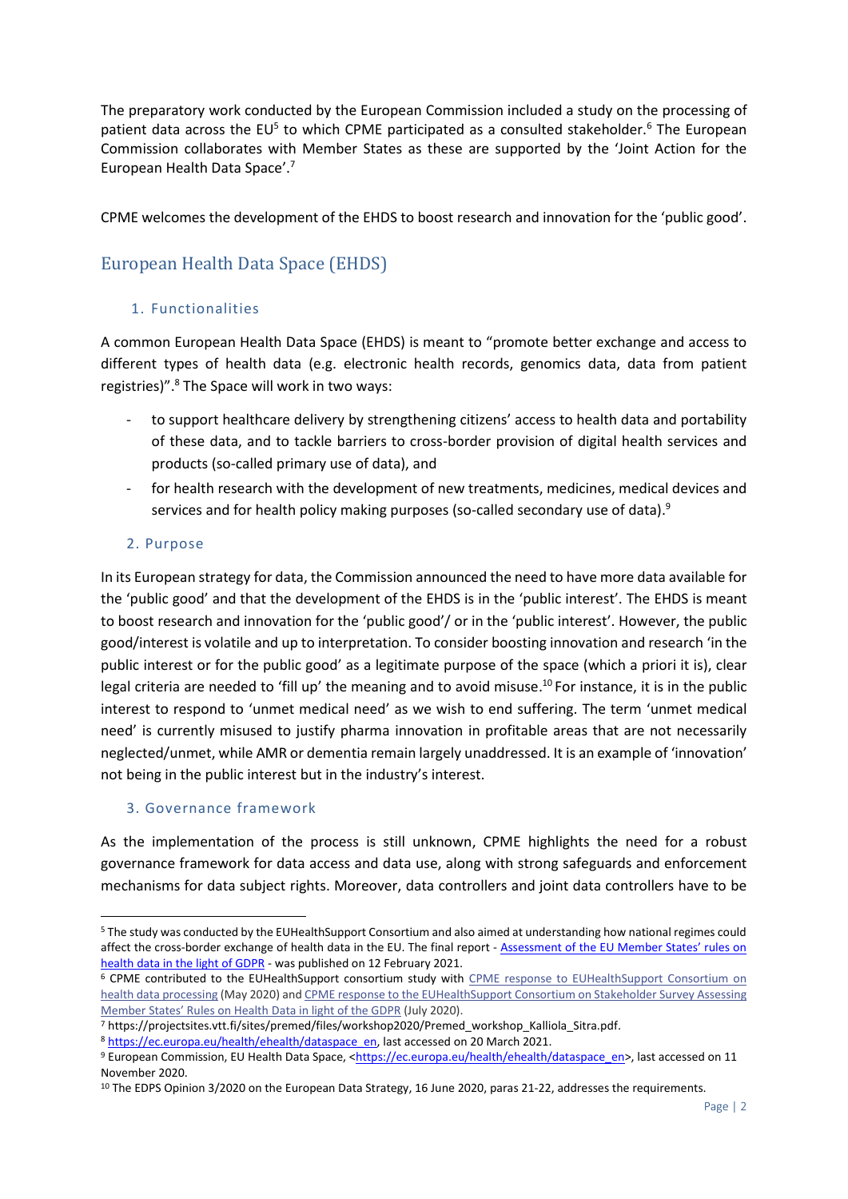The preparatory work conducted by the European Commission included a study on the processing of patient data across the EU[5] to which CPME participated as a consulted stakeholder.[6] The European Commission collaborates with Member States as these are supported by the 'Joint Action for the European Health Data Space'.[7]

CPME welcomes the development of the EHDS to boost research and innovation for the 'public good'.

## European Health Data Space (EHDS)

### 1. Functionalities

A common European Health Data Space (EHDS) is meant to "promote better exchange and access to different types of health data (e.g. electronic health records, genomics data, data from patient registries)".[8] The Space will work in two ways:

- to support healthcare delivery by strengthening citizens' access to health data and portability of these data, and to tackle barriers to cross-border provision of digital health services and products (so-called primary use of data), and
- for health research with the development of new treatments, medicines, medical devices and services and for health policy making purposes (so-called secondary use of data).[9]

### 2. Purpose

In its European strategy for data, the Commission announced the need to have more data available for the 'public good' and that the development of the EHDS is in the 'public interest'. The EHDS is meant to boost research and innovation for the 'public good'/ or in the 'public interest'. However, the public good/interest is volatile and up to interpretation. To consider boosting innovation and research 'in the public interest or for the public good' as a legitimate purpose of the space (which a priori it is), clear legal criteria are needed to 'fill up' the meaning and to avoid misuse.[10] For instance, it is in the public interest to respond to 'unmet medical need' as we wish to end suffering. The term 'unmet medical need' is currently misused to justify pharma innovation in profitable areas that are not necessarily neglected/unmet, while AMR or dementia remain largely unaddressed. It is an example of 'innovation' not being in the public interest but in the industry's interest.

### 3. Governance framework

As the implementation of the process is still unknown, CPME highlights the need for a robust governance framework for data access and data use, along with strong safeguards and enforcement mechanisms for data subject rights. Moreover, data controllers and joint data controllers have to be

---

[5] The study was conducted by the EUHealthSupport Consortium and also aimed at understanding how national regimes could affect the cross-border exchange of health data in the EU. The final report - Assessment of the EU Member States' rules on health data in the light of GDPR - was published on 12 February 2021.

[6] CPME contributed to the EUHealthSupport consortium study with CPME response to EUHealthSupport Consortium on health data processing (May 2020) and CPME response to the EUHealthSupport Consortium on Stakeholder Survey Assessing Member States' Rules on Health Data in light of the GDPR (July 2020).

[7] https://projectsites.vtt.fi/sites/premed/files/workshop2020/Premed_workshop_Kalliola_Sitra.pdf.

[8] https://ec.europa.eu/health/ehealth/dataspace_en, last accessed on 20 March 2021.

[9] European Commission, EU Health Data Space, <https://ec.europa.eu/health/ehealth/dataspace_en>, last accessed on 11 November 2020.

[10] The EDPS Opinion 3/2020 on the European Data Strategy, 16 June 2020, paras 21-22, addresses the requirements.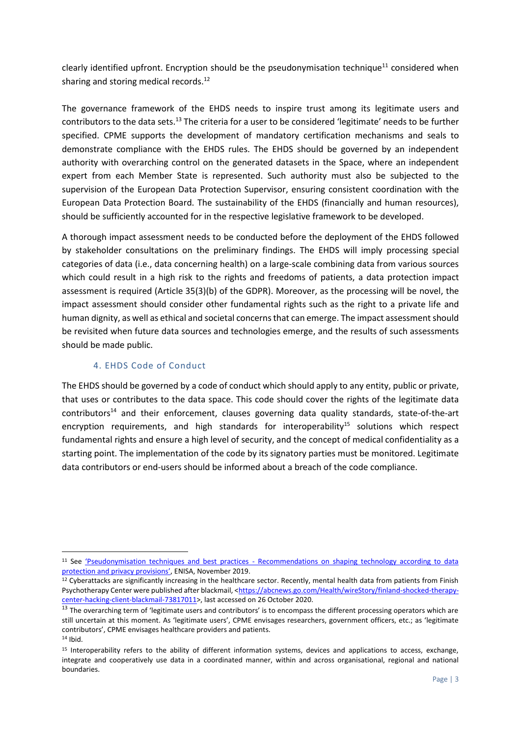clearly identified upfront. Encryption should be the pseudonymisation technique[11] considered when sharing and storing medical records.[12]

The governance framework of the EHDS needs to inspire trust among its legitimate users and contributors to the data sets.[13] The criteria for a user to be considered 'legitimate' needs to be further specified. CPME supports the development of mandatory certification mechanisms and seals to demonstrate compliance with the EHDS rules. The EHDS should be governed by an independent authority with overarching control on the generated datasets in the Space, where an independent expert from each Member State is represented. Such authority must also be subjected to the supervision of the European Data Protection Supervisor, ensuring consistent coordination with the European Data Protection Board. The sustainability of the EHDS (financially and human resources), should be sufficiently accounted for in the respective legislative framework to be developed.

A thorough impact assessment needs to be conducted before the deployment of the EHDS followed by stakeholder consultations on the preliminary findings. The EHDS will imply processing special categories of data (i.e., data concerning health) on a large-scale combining data from various sources which could result in a high risk to the rights and freedoms of patients, a data protection impact assessment is required (Article 35(3)(b) of the GDPR). Moreover, as the processing will be novel, the impact assessment should consider other fundamental rights such as the right to a private life and human dignity, as well as ethical and societal concerns that can emerge. The impact assessment should be revisited when future data sources and technologies emerge, and the results of such assessments should be made public.

### 4. EHDS Code of Conduct

The EHDS should be governed by a code of conduct which should apply to any entity, public or private, that uses or contributes to the data space. This code should cover the rights of the legitimate data contributors[14] and their enforcement, clauses governing data quality standards, state-of-the-art encryption requirements, and high standards for interoperability[15] solutions which respect fundamental rights and ensure a high level of security, and the concept of medical confidentiality as a starting point. The implementation of the code by its signatory parties must be monitored. Legitimate data contributors or end-users should be informed about a breach of the code compliance.

---

[11] See ['Pseudonymisation techniques and best practices - Recommendations on shaping technology according to data protection and privacy provisions'](), ENISA, November 2019.

[12] Cyberattacks are significantly increasing in the healthcare sector. Recently, mental health data from patients from Finish Psychotherapy Center were published after blackmail, <https://abcnews.go.com/Health/wireStory/finland-shocked-therapy-center-hacking-client-blackmail-73817011>, last accessed on 26 October 2020.

[13] The overarching term of 'legitimate users and contributors' is to encompass the different processing operators which are still uncertain at this moment. As 'legitimate users', CPME envisages researchers, government officers, etc.; as 'legitimate contributors', CPME envisages healthcare providers and patients.

[14] Ibid.

[15] Interoperability refers to the ability of different information systems, devices and applications to access, exchange, integrate and cooperatively use data in a coordinated manner, within and across organisational, regional and national boundaries.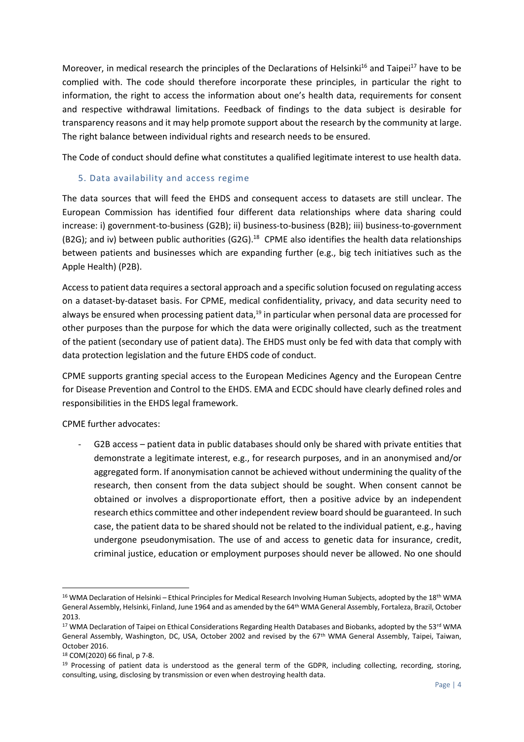Moreover, in medical research the principles of the Declarations of Helsinki[16] and Taipei[17] have to be complied with. The code should therefore incorporate these principles, in particular the right to information, the right to access the information about one's health data, requirements for consent and respective withdrawal limitations. Feedback of findings to the data subject is desirable for transparency reasons and it may help promote support about the research by the community at large. The right balance between individual rights and research needs to be ensured.

The Code of conduct should define what constitutes a qualified legitimate interest to use health data.

## 5. Data availability and access regime

The data sources that will feed the EHDS and consequent access to datasets are still unclear. The European Commission has identified four different data relationships where data sharing could increase: i) government-to-business (G2B); ii) business-to-business (B2B); iii) business-to-government (B2G); and iv) between public authorities (G2G).[18] CPME also identifies the health data relationships between patients and businesses which are expanding further (e.g., big tech initiatives such as the Apple Health) (P2B).

Access to patient data requires a sectoral approach and a specific solution focused on regulating access on a dataset-by-dataset basis. For CPME, medical confidentiality, privacy, and data security need to always be ensured when processing patient data,[19] in particular when personal data are processed for other purposes than the purpose for which the data were originally collected, such as the treatment of the patient (secondary use of patient data). The EHDS must only be fed with data that comply with data protection legislation and the future EHDS code of conduct.

CPME supports granting special access to the European Medicines Agency and the European Centre for Disease Prevention and Control to the EHDS. EMA and ECDC should have clearly defined roles and responsibilities in the EHDS legal framework.

CPME further advocates:

- G2B access – patient data in public databases should only be shared with private entities that demonstrate a legitimate interest, e.g., for research purposes, and in an anonymised and/or aggregated form. If anonymisation cannot be achieved without undermining the quality of the research, then consent from the data subject should be sought. When consent cannot be obtained or involves a disproportionate effort, then a positive advice by an independent research ethics committee and other independent review board should be guaranteed. In such case, the patient data to be shared should not be related to the individual patient, e.g., having undergone pseudonymisation. The use of and access to genetic data for insurance, credit, criminal justice, education or employment purposes should never be allowed. No one should

---

[16] WMA Declaration of Helsinki – Ethical Principles for Medical Research Involving Human Subjects, adopted by the 18th WMA General Assembly, Helsinki, Finland, June 1964 and as amended by the 64th WMA General Assembly, Fortaleza, Brazil, October 2013.

[17] WMA Declaration of Taipei on Ethical Considerations Regarding Health Databases and Biobanks, adopted by the 53rd WMA General Assembly, Washington, DC, USA, October 2002 and revised by the 67th WMA General Assembly, Taipei, Taiwan, October 2016.

[18] COM(2020) 66 final, p 7-8.

[19] Processing of patient data is understood as the general term of the GDPR, including collecting, recording, storing, consulting, using, disclosing by transmission or even when destroying health data.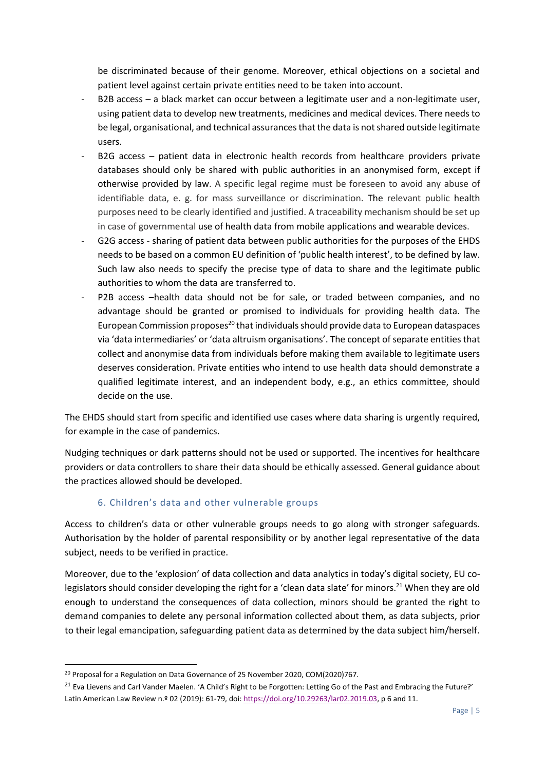be discriminated because of their genome. Moreover, ethical objections on a societal and patient level against certain private entities need to be taken into account.

- B2B access – a black market can occur between a legitimate user and a non-legitimate user, using patient data to develop new treatments, medicines and medical devices. There needs to be legal, organisational, and technical assurances that the data is not shared outside legitimate users.
- B2G access – patient data in electronic health records from healthcare providers private databases should only be shared with public authorities in an anonymised form, except if otherwise provided by law. A specific legal regime must be foreseen to avoid any abuse of identifiable data, e. g. for mass surveillance or discrimination. The relevant public health purposes need to be clearly identified and justified. A traceability mechanism should be set up in case of governmental use of health data from mobile applications and wearable devices.
- G2G access - sharing of patient data between public authorities for the purposes of the EHDS needs to be based on a common EU definition of 'public health interest', to be defined by law. Such law also needs to specify the precise type of data to share and the legitimate public authorities to whom the data are transferred to.
- P2B access –health data should not be for sale, or traded between companies, and no advantage should be granted or promised to individuals for providing health data. The European Commission proposes[20] that individuals should provide data to European dataspaces via 'data intermediaries' or 'data altruism organisations'. The concept of separate entities that collect and anonymise data from individuals before making them available to legitimate users deserves consideration. Private entities who intend to use health data should demonstrate a qualified legitimate interest, and an independent body, e.g., an ethics committee, should decide on the use.

The EHDS should start from specific and identified use cases where data sharing is urgently required, for example in the case of pandemics.

Nudging techniques or dark patterns should not be used or supported. The incentives for healthcare providers or data controllers to share their data should be ethically assessed. General guidance about the practices allowed should be developed.

### 6. Children's data and other vulnerable groups

Access to children's data or other vulnerable groups needs to go along with stronger safeguards. Authorisation by the holder of parental responsibility or by another legal representative of the data subject, needs to be verified in practice.

Moreover, due to the 'explosion' of data collection and data analytics in today's digital society, EU co-legislators should consider developing the right for a 'clean data slate' for minors.[21] When they are old enough to understand the consequences of data collection, minors should be granted the right to demand companies to delete any personal information collected about them, as data subjects, prior to their legal emancipation, safeguarding patient data as determined by the data subject him/herself.

---

[20] Proposal for a Regulation on Data Governance of 25 November 2020, COM(2020)767.

[21] Eva Lievens and Carl Vander Maelen. 'A Child's Right to be Forgotten: Letting Go of the Past and Embracing the Future?' Latin American Law Review n.º 02 (2019): 61-79, doi: https://doi.org/10.29263/lar02.2019.03, p 6 and 11.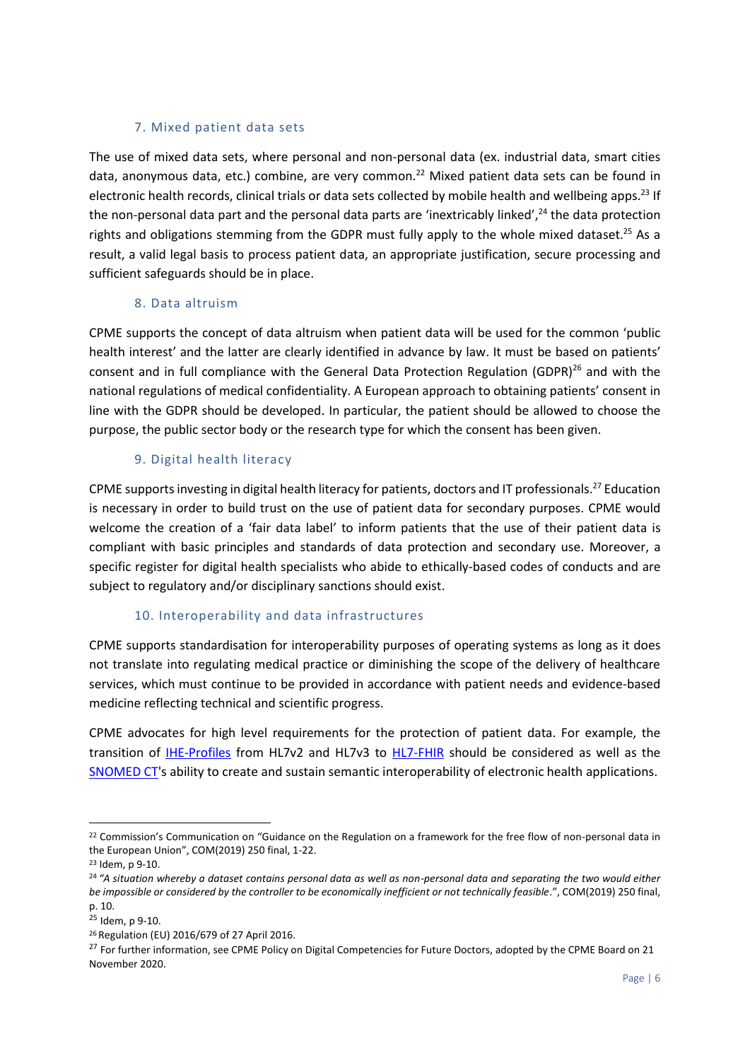### 7. Mixed patient data sets

The use of mixed data sets, where personal and non-personal data (ex. industrial data, smart cities data, anonymous data, etc.) combine, are very common.[22] Mixed patient data sets can be found in electronic health records, clinical trials or data sets collected by mobile health and wellbeing apps.[23] If the non-personal data part and the personal data parts are 'inextricably linked',[24] the data protection rights and obligations stemming from the GDPR must fully apply to the whole mixed dataset.[25] As a result, a valid legal basis to process patient data, an appropriate justification, secure processing and sufficient safeguards should be in place.

### 8. Data altruism

CPME supports the concept of data altruism when patient data will be used for the common 'public health interest' and the latter are clearly identified in advance by law. It must be based on patients' consent and in full compliance with the General Data Protection Regulation (GDPR)[26] and with the national regulations of medical confidentiality. A European approach to obtaining patients' consent in line with the GDPR should be developed. In particular, the patient should be allowed to choose the purpose, the public sector body or the research type for which the consent has been given.

### 9. Digital health literacy

CPME supports investing in digital health literacy for patients, doctors and IT professionals.[27] Education is necessary in order to build trust on the use of patient data for secondary purposes. CPME would welcome the creation of a 'fair data label' to inform patients that the use of their patient data is compliant with basic principles and standards of data protection and secondary use. Moreover, a specific register for digital health specialists who abide to ethically-based codes of conducts and are subject to regulatory and/or disciplinary sanctions should exist.

### 10. Interoperability and data infrastructures

CPME supports standardisation for interoperability purposes of operating systems as long as it does not translate into regulating medical practice or diminishing the scope of the delivery of healthcare services, which must continue to be provided in accordance with patient needs and evidence-based medicine reflecting technical and scientific progress.

CPME advocates for high level requirements for the protection of patient data. For example, the transition of IHE-Profiles from HL7v2 and HL7v3 to HL7-FHIR should be considered as well as the SNOMED CT's ability to create and sustain semantic interoperability of electronic health applications.

---

[22] Commission's Communication on "Guidance on the Regulation on a framework for the free flow of non-personal data in the European Union", COM(2019) 250 final, 1-22.

[23] Idem, p 9-10.

[24] *"A situation whereby a dataset contains personal data as well as non-personal data and separating the two would either be impossible or considered by the controller to be economically inefficient or not technically feasible*.", COM(2019) 250 final, p. 10.

[25] Idem, p 9-10.

[26] Regulation (EU) 2016/679 of 27 April 2016.

[27] For further information, see CPME Policy on Digital Competencies for Future Doctors, adopted by the CPME Board on 21 November 2020.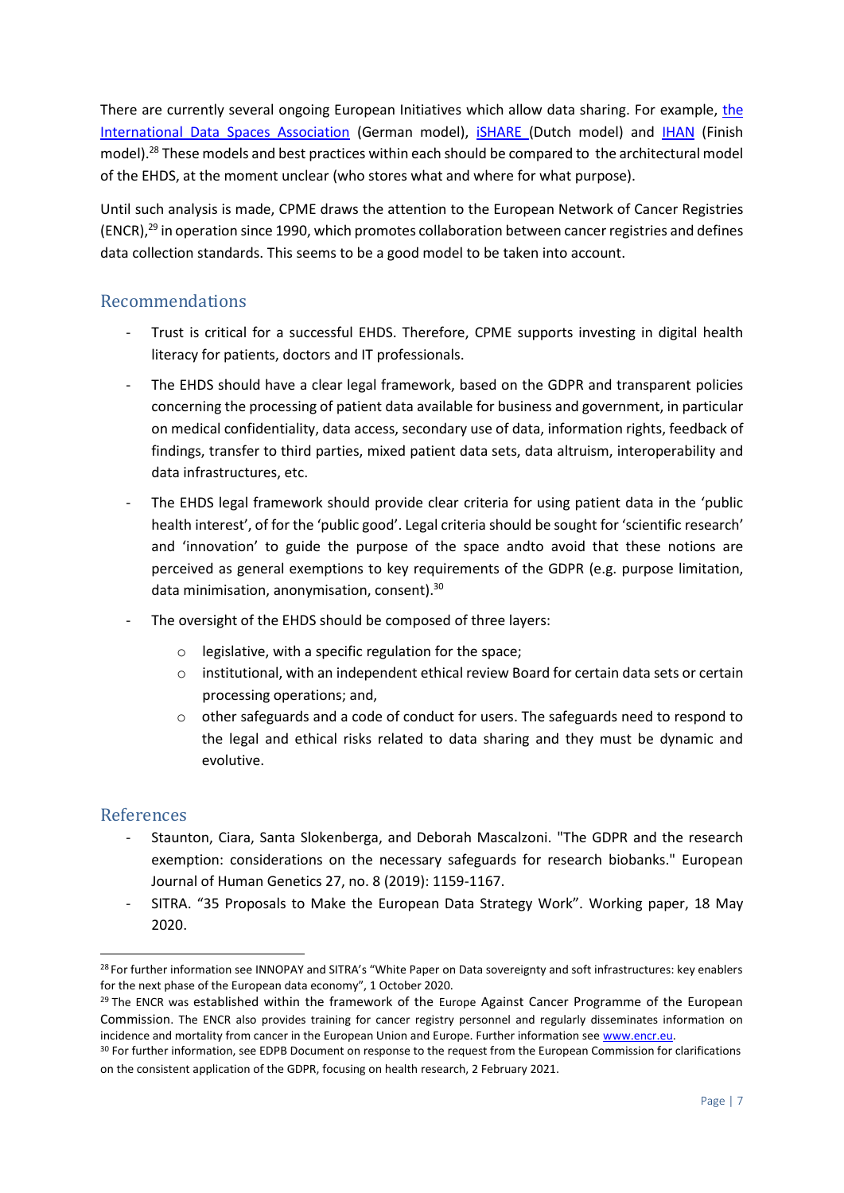There are currently several ongoing European Initiatives which allow data sharing. For example, the International Data Spaces Association (German model), iSHARE (Dutch model) and IHAN (Finish model).[28] These models and best practices within each should be compared to the architectural model of the EHDS, at the moment unclear (who stores what and where for what purpose).

Until such analysis is made, CPME draws the attention to the European Network of Cancer Registries (ENCR),[29] in operation since 1990, which promotes collaboration between cancer registries and defines data collection standards. This seems to be a good model to be taken into account.

## Recommendations

- Trust is critical for a successful EHDS. Therefore, CPME supports investing in digital health literacy for patients, doctors and IT professionals.
- The EHDS should have a clear legal framework, based on the GDPR and transparent policies concerning the processing of patient data available for business and government, in particular on medical confidentiality, data access, secondary use of data, information rights, feedback of findings, transfer to third parties, mixed patient data sets, data altruism, interoperability and data infrastructures, etc.
- The EHDS legal framework should provide clear criteria for using patient data in the 'public health interest', of for the 'public good'. Legal criteria should be sought for 'scientific research' and 'innovation' to guide the purpose of the space andto avoid that these notions are perceived as general exemptions to key requirements of the GDPR (e.g. purpose limitation, data minimisation, anonymisation, consent).[30]
- The oversight of the EHDS should be composed of three layers:
  - legislative, with a specific regulation for the space;
  - institutional, with an independent ethical review Board for certain data sets or certain processing operations; and,
  - other safeguards and a code of conduct for users. The safeguards need to respond to the legal and ethical risks related to data sharing and they must be dynamic and evolutive.

## References

- Staunton, Ciara, Santa Slokenberga, and Deborah Mascalzoni. "The GDPR and the research exemption: considerations on the necessary safeguards for research biobanks." European Journal of Human Genetics 27, no. 8 (2019): 1159-1167.
- SITRA. "35 Proposals to Make the European Data Strategy Work". Working paper, 18 May 2020.

---

[28] For further information see INNOPAY and SITRA's "White Paper on Data sovereignty and soft infrastructures: key enablers for the next phase of the European data economy", 1 October 2020.

[29] The ENCR was established within the framework of the Europe Against Cancer Programme of the European Commission. The ENCR also provides training for cancer registry personnel and regularly disseminates information on incidence and mortality from cancer in the European Union and Europe. Further information see www.encr.eu.

[30] For further information, see EDPB Document on response to the request from the European Commission for clarifications on the consistent application of the GDPR, focusing on health research, 2 February 2021.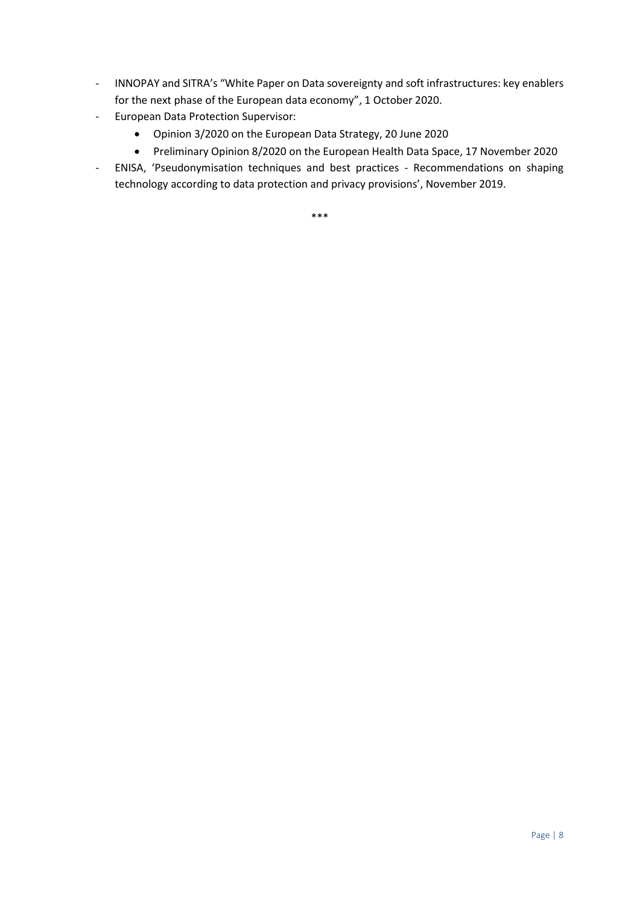- INNOPAY and SITRA's "White Paper on Data sovereignty and soft infrastructures: key enablers for the next phase of the European data economy", 1 October 2020.
- European Data Protection Supervisor:
  - Opinion 3/2020 on the European Data Strategy, 20 June 2020
  - Preliminary Opinion 8/2020 on the European Health Data Space, 17 November 2020
- ENISA, 'Pseudonymisation techniques and best practices - Recommendations on shaping technology according to data protection and privacy provisions', November 2019.

\*\*\*